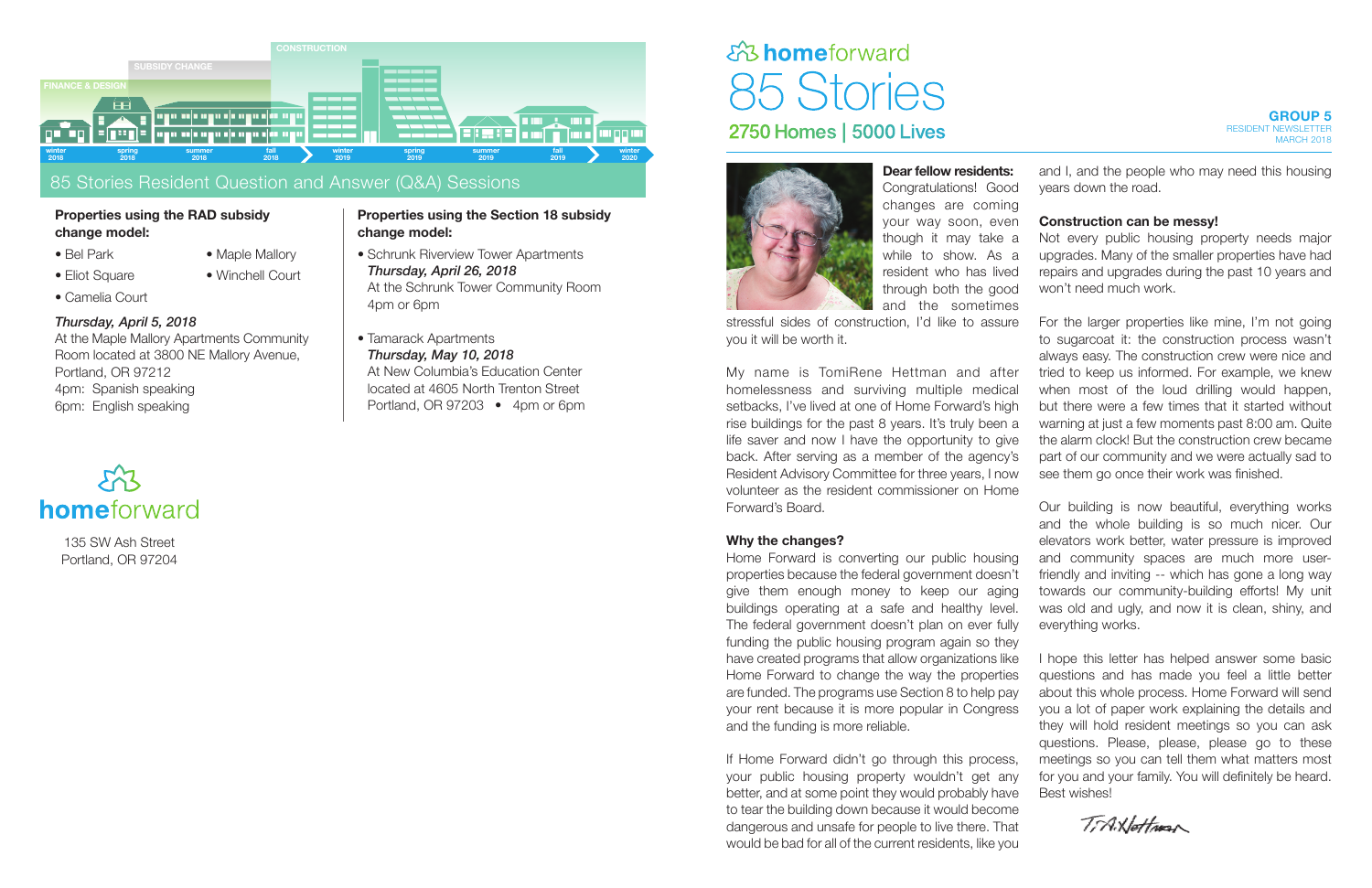FINANCE & DESIGN | SUBSIDY CHANGE | CONSTRUCTION

winter 2018 | spring 2018 | summer 2018 | fall 2018 | winter 2019 | spring 2019 | summer 2019 | fall 2019 | winter 2020

## 85 Stories Resident Question and Answer (Q&A) Sessions

**Properties using the RAD subsidy change model:**

- Bel Park
- Eliot Square
- Camelia Court
- Maple Mallory
- Winchell Court

*Thursday, April 5, 2018*
At the Maple Mallory Apartments Community Room located at 3800 NE Mallory Avenue, Portland, OR 97212
4pm: Spanish speaking
6pm: English speaking

**Properties using the Section 18 subsidy change model:**

- Schrunk Riverview Tower Apartments
  *Thursday, April 26, 2018*
  At the Schrunk Tower Community Room
  4pm or 6pm
- Tamarack Apartments
  *Thursday, May 10, 2018*
  At New Columbia's Education Center located at 4605 North Trenton Street Portland, OR 97203 • 4pm or 6pm

homeforward
135 SW Ash Street
Portland, OR 97204

# homeforward 85 Stories

## 2750 Homes | 5000 Lives

**GROUP 5**
RESIDENT NEWSLETTER
MARCH 2018

**Dear fellow residents:** Congratulations! Good changes are coming your way soon, even though it may take a while to show. As a resident who has lived through both the good and the sometimes stressful sides of construction, I'd like to assure you it will be worth it.

My name is TomiRene Hettman and after homelessness and surviving multiple medical setbacks, I've lived at one of Home Forward's high rise buildings for the past 8 years. It's truly been a life saver and now I have the opportunity to give back. After serving as a member of the agency's Resident Advisory Committee for three years, I now volunteer as the resident commissioner on Home Forward's Board.

### Why the changes?

Home Forward is converting our public housing properties because the federal government doesn't give them enough money to keep our aging buildings operating at a safe and healthy level. The federal government doesn't plan on ever fully funding the public housing program again so they have created programs that allow organizations like Home Forward to change the way the properties are funded. The programs use Section 8 to help pay your rent because it is more popular in Congress and the funding is more reliable.

If Home Forward didn't go through this process, your public housing property wouldn't get any better, and at some point they would probably have to tear the building down because it would become dangerous and unsafe for people to live there. That would be bad for all of the current residents, like you and I, and the people who may need this housing years down the road.

### Construction can be messy!

Not every public housing property needs major upgrades. Many of the smaller properties have had repairs and upgrades during the past 10 years and won't need much work.

For the larger properties like mine, I'm not going to sugarcoat it: the construction process wasn't always easy. The construction crew were nice and tried to keep us informed. For example, we knew when most of the loud drilling would happen, but there were a few times that it started without warning at just a few moments past 8:00 am. Quite the alarm clock! But the construction crew became part of our community and we were actually sad to see them go once their work was finished.

Our building is now beautiful, everything works and the whole building is so much nicer. Our elevators work better, water pressure is improved and community spaces are much more user-friendly and inviting -- which has gone a long way towards our community-building efforts! My unit was old and ugly, and now it is clean, shiny, and everything works.

I hope this letter has helped answer some basic questions and has made you feel a little better about this whole process. Home Forward will send you a lot of paper work explaining the details and they will hold resident meetings so you can ask questions. Please, please, please go to these meetings so you can tell them what matters most for you and your family. You will definitely be heard. Best wishes!

T.A.Hettman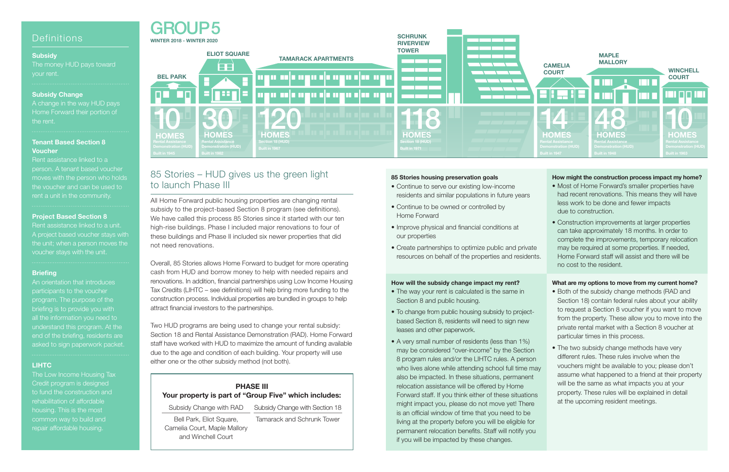## Definitions

**Subsidy**
The money HUD pays toward your rent.

**Subsidy Change**
A change in the way HUD pays Home Forward their portion of the rent.

**Tenant Based Section 8 Voucher**
Rent assistance linked to a person. A tenant based voucher moves with the person who holds the voucher and can be used to rent a unit in the community.

**Project Based Section 8**
Rent assistance linked to a unit. A project based voucher stays with the unit; when a person moves the voucher stays with the unit.

**Briefing**
An orientation that introduces participants to the voucher program. The purpose of the briefing is to provide you with all the information you need to understand this program. At the end of the briefing, residents are asked to sign paperwork packet.

**LIHTC**
The Low Income Housing Tax Credit program is designed to fund the construction and rehabilitation of affordable housing. This is the most common way to build and repair affordable housing.

# GROUP 5

WINTER 2018 - WINTER 2020

BEL PARK
10 HOMES
Rental Assistance Demonstration (HUD)
Built in 1945

ELIOT SQUARE
30 HOMES
Rental Assistance Demonstration (HUD)
Built in 1982

TAMARACK APARTMENTS
120 HOMES
Section 18 (HUD)
Built in 1967

SCHRUNK RIVERVIEW TOWER
118 HOMES
Section 18 (HUD)
Built in 1971

CAMELIA COURT
14 HOMES
Rental Assistance Demonstration (HUD)
Built in 1947

MAPLE MALLORY
48 HOMES
Rental Assistance Demonstration (HUD)
Built in 1948

WINCHELL COURT
10 HOMES
Rental Assistance Demonstration (HUD)
Built in 1963

## 85 Stories – HUD gives us the green light to launch Phase III

All Home Forward public housing properties are changing rental subsidy to the project-based Section 8 program (see definitions). We have called this process 85 Stories since it started with our ten high-rise buildings. Phase I included major renovations to four of these buildings and Phase II included six newer properties that did not need renovations.

Overall, 85 Stories allows Home Forward to budget for more operating cash from HUD and borrow money to help with needed repairs and renovations. In addition, financial partnerships using Low Income Housing Tax Credits (LIHTC – see definitions) will help bring more funding to the construction process. Individual properties are bundled in groups to help attract financial investors to the partnerships.

Two HUD programs are being used to change your rental subsidy: Section 18 and Rental Assistance Demonstration (RAD). Home Forward staff have worked with HUD to maximize the amount of funding available due to the age and condition of each building. Your property will use either one or the other subsidy method (not both).

**PHASE III**
**Your property is part of "Group Five" which includes:**

| Subsidy Change with RAD | Subsidy Change with Section 18 |
|---|---|
| Bell Park, Eliot Square, Camelia Court, Maple Mallory and Winchell Court | Tamarack and Schrunk Tower |

### 85 Stories housing preservation goals

- Continue to serve our existing low-income residents and similar populations in future years
- Continue to be owned or controlled by Home Forward
- Improve physical and financial conditions at our properties
- Create partnerships to optimize public and private resources on behalf of the properties and residents.

### How will the subsidy change impact my rent?

- The way your rent is calculated is the same in Section 8 and public housing.
- To change from public housing subsidy to project-based Section 8, residents will need to sign new leases and other paperwork.
- A very small number of residents (less than 1%) may be considered "over-income" by the Section 8 program rules and/or the LIHTC rules. A person who lives alone while attending school full time may also be impacted. In these situations, permanent relocation assistance will be offered by Home Forward staff. If you think either of these situations might impact you, please do not move yet! There is an official window of time that you need to be living at the property before you will be eligible for permanent relocation benefits. Staff will notify you if you will be impacted by these changes.

### How might the construction process impact my home?

- Most of Home Forward's smaller properties have had recent renovations. This means they will have less work to be done and fewer impacts due to construction.
- Construction improvements at larger properties can take approximately 18 months. In order to complete the improvements, temporary relocation may be required at some properties. If needed, Home Forward staff will assist and there will be no cost to the resident.

### What are my options to move from my current home?

- Both of the subsidy change methods (RAD and Section 18) contain federal rules about your ability to request a Section 8 voucher if you want to move from the property. These allow you to move into the private rental market with a Section 8 voucher at particular times in this process.
- The two subsidy change methods have very different rules. These rules involve when the vouchers might be available to you; please don't assume what happened to a friend at their property will be the same as what impacts you at your property. These rules will be explained in detail at the upcoming resident meetings.